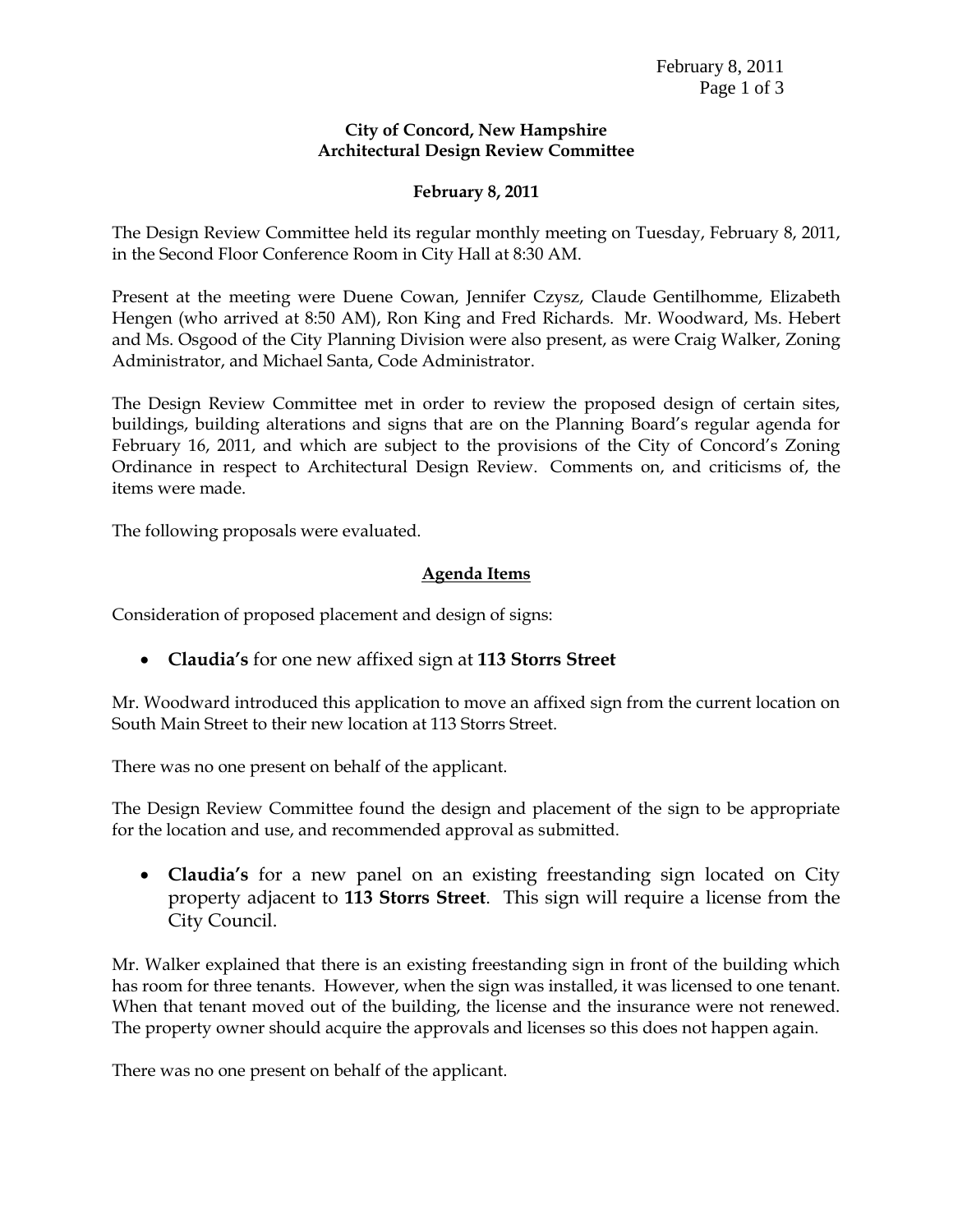**City of Concord, New Hampshire**
**Architectural Design Review Committee**

**February 8, 2011**

The Design Review Committee held its regular monthly meeting on Tuesday, February 8, 2011, in the Second Floor Conference Room in City Hall at 8:30 AM.

Present at the meeting were Duene Cowan, Jennifer Czysz, Claude Gentilhomme, Elizabeth Hengen (who arrived at 8:50 AM), Ron King and Fred Richards. Mr. Woodward, Ms. Hebert and Ms. Osgood of the City Planning Division were also present, as were Craig Walker, Zoning Administrator, and Michael Santa, Code Administrator.

The Design Review Committee met in order to review the proposed design of certain sites, buildings, building alterations and signs that are on the Planning Board's regular agenda for February 16, 2011, and which are subject to the provisions of the City of Concord's Zoning Ordinance in respect to Architectural Design Review. Comments on, and criticisms of, the items were made.

The following proposals were evaluated.

## Agenda Items

Consideration of proposed placement and design of signs:

- **Claudia's** for one new affixed sign at **113 Storrs Street**

Mr. Woodward introduced this application to move an affixed sign from the current location on South Main Street to their new location at 113 Storrs Street.

There was no one present on behalf of the applicant.

The Design Review Committee found the design and placement of the sign to be appropriate for the location and use, and recommended approval as submitted.

- **Claudia's** for a new panel on an existing freestanding sign located on City property adjacent to **113 Storrs Street**. This sign will require a license from the City Council.

Mr. Walker explained that there is an existing freestanding sign in front of the building which has room for three tenants. However, when the sign was installed, it was licensed to one tenant. When that tenant moved out of the building, the license and the insurance were not renewed. The property owner should acquire the approvals and licenses so this does not happen again.

There was no one present on behalf of the applicant.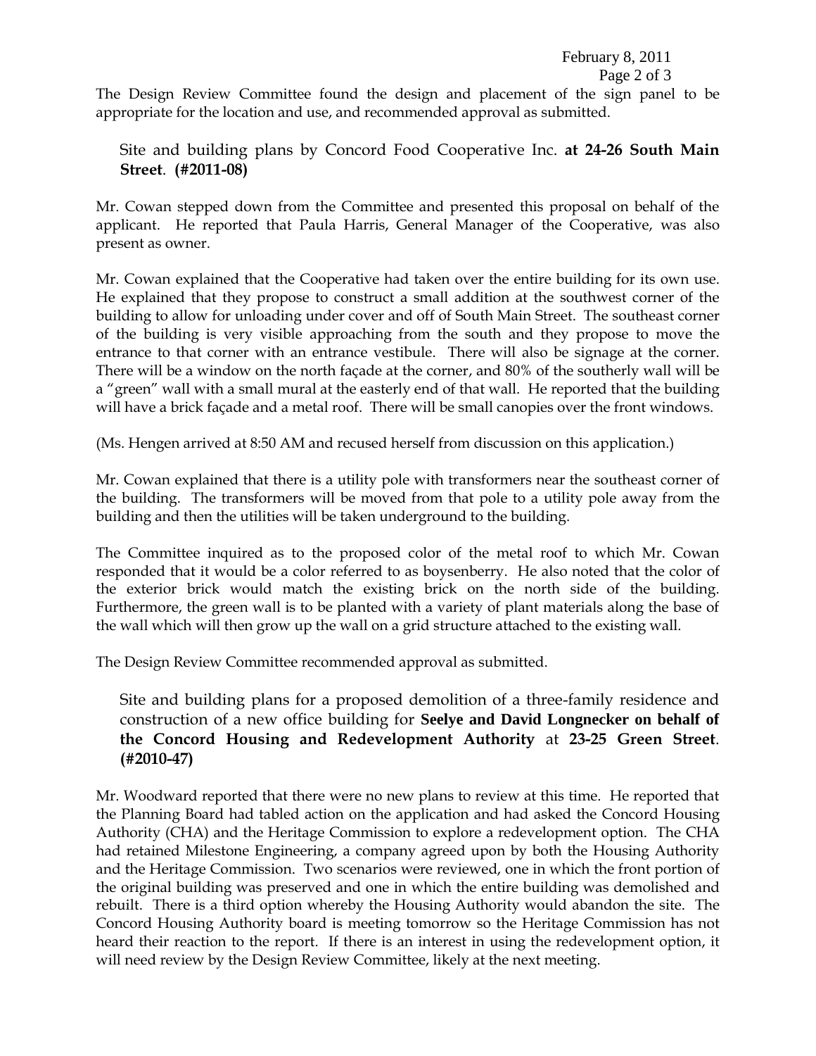The Design Review Committee found the design and placement of the sign panel to be appropriate for the location and use, and recommended approval as submitted.

Site and building plans by Concord Food Cooperative Inc. **at 24-26 South Main Street**. **(#2011-08)**

Mr. Cowan stepped down from the Committee and presented this proposal on behalf of the applicant. He reported that Paula Harris, General Manager of the Cooperative, was also present as owner.

Mr. Cowan explained that the Cooperative had taken over the entire building for its own use. He explained that they propose to construct a small addition at the southwest corner of the building to allow for unloading under cover and off of South Main Street. The southeast corner of the building is very visible approaching from the south and they propose to move the entrance to that corner with an entrance vestibule. There will also be signage at the corner. There will be a window on the north façade at the corner, and 80% of the southerly wall will be a "green" wall with a small mural at the easterly end of that wall. He reported that the building will have a brick façade and a metal roof. There will be small canopies over the front windows.

(Ms. Hengen arrived at 8:50 AM and recused herself from discussion on this application.)

Mr. Cowan explained that there is a utility pole with transformers near the southeast corner of the building. The transformers will be moved from that pole to a utility pole away from the building and then the utilities will be taken underground to the building.

The Committee inquired as to the proposed color of the metal roof to which Mr. Cowan responded that it would be a color referred to as boysenberry. He also noted that the color of the exterior brick would match the existing brick on the north side of the building. Furthermore, the green wall is to be planted with a variety of plant materials along the base of the wall which will then grow up the wall on a grid structure attached to the existing wall.

The Design Review Committee recommended approval as submitted.

Site and building plans for a proposed demolition of a three-family residence and construction of a new office building for **Seelye and David Longnecker on behalf of the Concord Housing and Redevelopment Authority** at **23-25 Green Street**. **(#2010-47)**

Mr. Woodward reported that there were no new plans to review at this time. He reported that the Planning Board had tabled action on the application and had asked the Concord Housing Authority (CHA) and the Heritage Commission to explore a redevelopment option. The CHA had retained Milestone Engineering, a company agreed upon by both the Housing Authority and the Heritage Commission. Two scenarios were reviewed, one in which the front portion of the original building was preserved and one in which the entire building was demolished and rebuilt. There is a third option whereby the Housing Authority would abandon the site. The Concord Housing Authority board is meeting tomorrow so the Heritage Commission has not heard their reaction to the report. If there is an interest in using the redevelopment option, it will need review by the Design Review Committee, likely at the next meeting.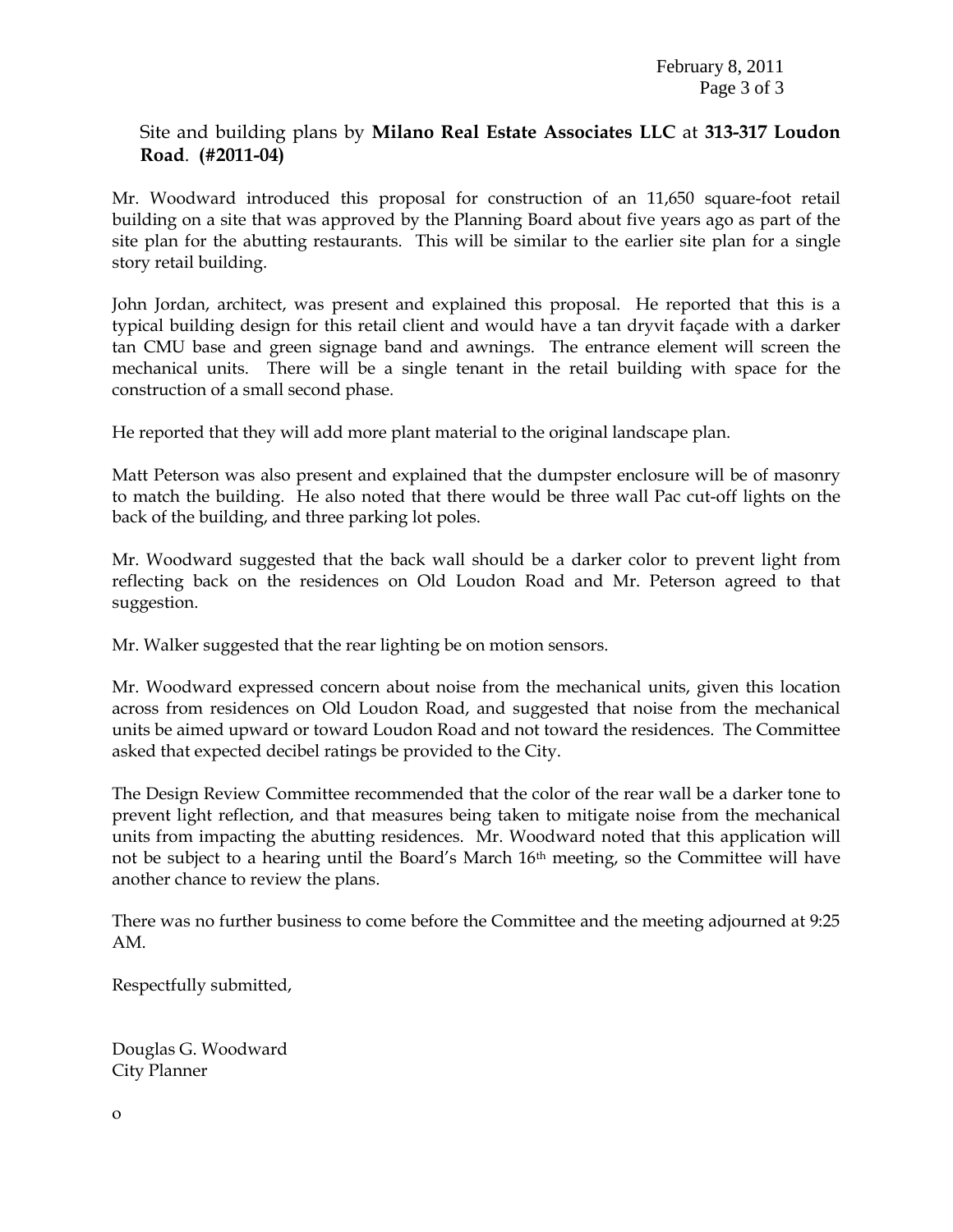Site and building plans by **Milano Real Estate Associates LLC** at **313-317 Loudon Road**. **(#2011-04)**

Mr. Woodward introduced this proposal for construction of an 11,650 square-foot retail building on a site that was approved by the Planning Board about five years ago as part of the site plan for the abutting restaurants. This will be similar to the earlier site plan for a single story retail building.

John Jordan, architect, was present and explained this proposal. He reported that this is a typical building design for this retail client and would have a tan dryvit façade with a darker tan CMU base and green signage band and awnings. The entrance element will screen the mechanical units. There will be a single tenant in the retail building with space for the construction of a small second phase.

He reported that they will add more plant material to the original landscape plan.

Matt Peterson was also present and explained that the dumpster enclosure will be of masonry to match the building. He also noted that there would be three wall Pac cut-off lights on the back of the building, and three parking lot poles.

Mr. Woodward suggested that the back wall should be a darker color to prevent light from reflecting back on the residences on Old Loudon Road and Mr. Peterson agreed to that suggestion.

Mr. Walker suggested that the rear lighting be on motion sensors.

Mr. Woodward expressed concern about noise from the mechanical units, given this location across from residences on Old Loudon Road, and suggested that noise from the mechanical units be aimed upward or toward Loudon Road and not toward the residences. The Committee asked that expected decibel ratings be provided to the City.

The Design Review Committee recommended that the color of the rear wall be a darker tone to prevent light reflection, and that measures being taken to mitigate noise from the mechanical units from impacting the abutting residences. Mr. Woodward noted that this application will not be subject to a hearing until the Board's March 16th meeting, so the Committee will have another chance to review the plans.

There was no further business to come before the Committee and the meeting adjourned at 9:25 AM.

Respectfully submitted,

Douglas G. Woodward
City Planner

o